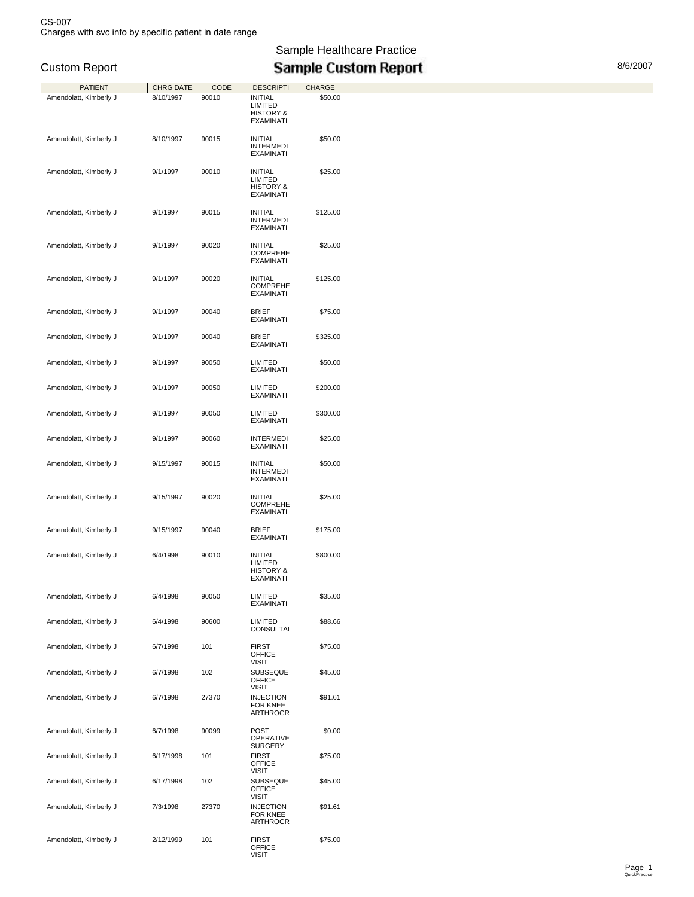CS-007
Charges with svc info by specific patient in date range

Sample Healthcare Practice

Custom Report

# Sample Custom Report

8/6/2007

| PATIENT | CHRG DATE | CODE | DESCRIPTI | CHARGE |
|---|---|---|---|---|
| Amendolatt, Kimberly J | 8/10/1997 | 90010 | INITIAL LIMITED HISTORY & EXAMINATI | $50.00 |
| Amendolatt, Kimberly J | 8/10/1997 | 90015 | INITIAL INTERMEDI EXAMINATI | $50.00 |
| Amendolatt, Kimberly J | 9/1/1997 | 90010 | INITIAL LIMITED HISTORY & EXAMINATI | $25.00 |
| Amendolatt, Kimberly J | 9/1/1997 | 90015 | INITIAL INTERMEDI EXAMINATI | $125.00 |
| Amendolatt, Kimberly J | 9/1/1997 | 90020 | INITIAL COMPREHE EXAMINATI | $25.00 |
| Amendolatt, Kimberly J | 9/1/1997 | 90020 | INITIAL COMPREHE EXAMINATI | $125.00 |
| Amendolatt, Kimberly J | 9/1/1997 | 90040 | BRIEF EXAMINATI | $75.00 |
| Amendolatt, Kimberly J | 9/1/1997 | 90040 | BRIEF EXAMINATI | $325.00 |
| Amendolatt, Kimberly J | 9/1/1997 | 90050 | LIMITED EXAMINATI | $50.00 |
| Amendolatt, Kimberly J | 9/1/1997 | 90050 | LIMITED EXAMINATI | $200.00 |
| Amendolatt, Kimberly J | 9/1/1997 | 90050 | LIMITED EXAMINATI | $300.00 |
| Amendolatt, Kimberly J | 9/1/1997 | 90060 | INTERMEDI EXAMINATI | $25.00 |
| Amendolatt, Kimberly J | 9/15/1997 | 90015 | INITIAL INTERMEDI EXAMINATI | $50.00 |
| Amendolatt, Kimberly J | 9/15/1997 | 90020 | INITIAL COMPREHE EXAMINATI | $25.00 |
| Amendolatt, Kimberly J | 9/15/1997 | 90040 | BRIEF EXAMINATI | $175.00 |
| Amendolatt, Kimberly J | 6/4/1998 | 90010 | INITIAL LIMITED HISTORY & EXAMINATI | $800.00 |
| Amendolatt, Kimberly J | 6/4/1998 | 90050 | LIMITED EXAMINATI | $35.00 |
| Amendolatt, Kimberly J | 6/4/1998 | 90600 | LIMITED CONSULTAI | $88.66 |
| Amendolatt, Kimberly J | 6/7/1998 | 101 | FIRST OFFICE VISIT | $75.00 |
| Amendolatt, Kimberly J | 6/7/1998 | 102 | SUBSEQUE OFFICE VISIT | $45.00 |
| Amendolatt, Kimberly J | 6/7/1998 | 27370 | INJECTION FOR KNEE ARTHROGR | $91.61 |
| Amendolatt, Kimberly J | 6/7/1998 | 90099 | POST OPERATIVE SURGERY | $0.00 |
| Amendolatt, Kimberly J | 6/17/1998 | 101 | FIRST OFFICE VISIT | $75.00 |
| Amendolatt, Kimberly J | 6/17/1998 | 102 | SUBSEQUE OFFICE VISIT | $45.00 |
| Amendolatt, Kimberly J | 7/3/1998 | 27370 | INJECTION FOR KNEE ARTHROGR | $91.61 |
| Amendolatt, Kimberly J | 2/12/1999 | 101 | FIRST OFFICE VISIT | $75.00 |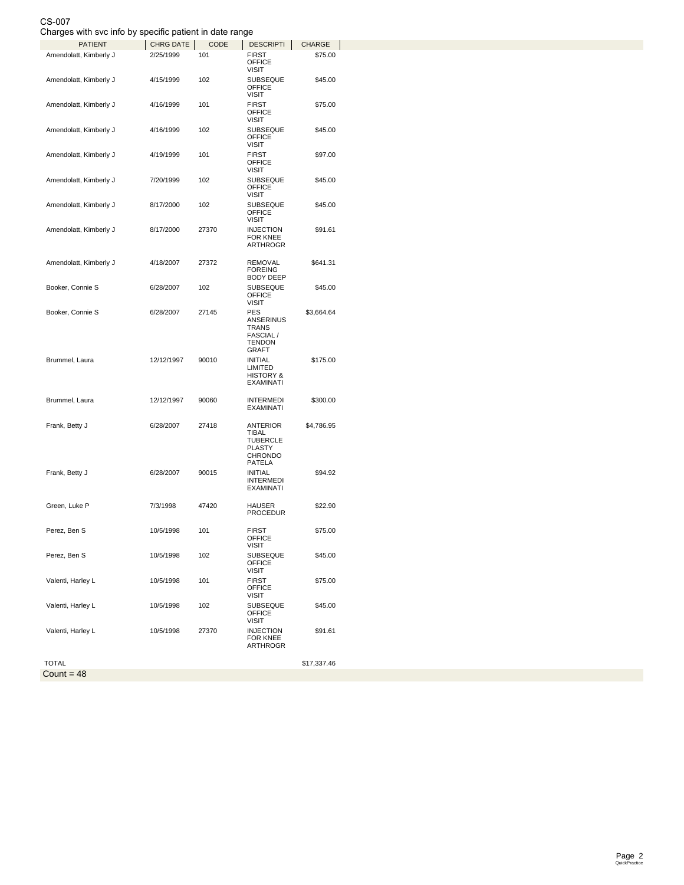CS-007
Charges with svc info by specific patient in date range

| PATIENT | CHRG DATE | CODE | DESCRIPTI | CHARGE |
|---|---|---|---|---|
| Amendolatt, Kimberly J | 2/25/1999 | 101 | FIRST OFFICE VISIT | $75.00 |
| Amendolatt, Kimberly J | 4/15/1999 | 102 | SUBSEQUE OFFICE VISIT | $45.00 |
| Amendolatt, Kimberly J | 4/16/1999 | 101 | FIRST OFFICE VISIT | $75.00 |
| Amendolatt, Kimberly J | 4/16/1999 | 102 | SUBSEQUE OFFICE VISIT | $45.00 |
| Amendolatt, Kimberly J | 4/19/1999 | 101 | FIRST OFFICE VISIT | $97.00 |
| Amendolatt, Kimberly J | 7/20/1999 | 102 | SUBSEQUE OFFICE VISIT | $45.00 |
| Amendolatt, Kimberly J | 8/17/2000 | 102 | SUBSEQUE OFFICE VISIT | $45.00 |
| Amendolatt, Kimberly J | 8/17/2000 | 27370 | INJECTION FOR KNEE ARTHROGR | $91.61 |
| Amendolatt, Kimberly J | 4/18/2007 | 27372 | REMOVAL FOREING BODY DEEP | $641.31 |
| Booker, Connie S | 6/28/2007 | 102 | SUBSEQUE OFFICE VISIT | $45.00 |
| Booker, Connie S | 6/28/2007 | 27145 | PES ANSERINUS TRANS FASCIAL / TENDON GRAFT | $3,664.64 |
| Brummel, Laura | 12/12/1997 | 90010 | INITIAL LIMITED HISTORY & EXAMINATI | $175.00 |
| Brummel, Laura | 12/12/1997 | 90060 | INTERMEDI EXAMINATI | $300.00 |
| Frank, Betty J | 6/28/2007 | 27418 | ANTERIOR TIBAL TUBERCLE PLASTY CHRONDO PATELA | $4,786.95 |
| Frank, Betty J | 6/28/2007 | 90015 | INITIAL INTERMEDI EXAMINATI | $94.92 |
| Green, Luke P | 7/3/1998 | 47420 | HAUSER PROCEDUR | $22.90 |
| Perez, Ben S | 10/5/1998 | 101 | FIRST OFFICE VISIT | $75.00 |
| Perez, Ben S | 10/5/1998 | 102 | SUBSEQUE OFFICE VISIT | $45.00 |
| Valenti, Harley L | 10/5/1998 | 101 | FIRST OFFICE VISIT | $75.00 |
| Valenti, Harley L | 10/5/1998 | 102 | SUBSEQUE OFFICE VISIT | $45.00 |
| Valenti, Harley L | 10/5/1998 | 27370 | INJECTION FOR KNEE ARTHROGR | $91.61 |
| TOTAL | | | | $17,337.46 |

Count = 48